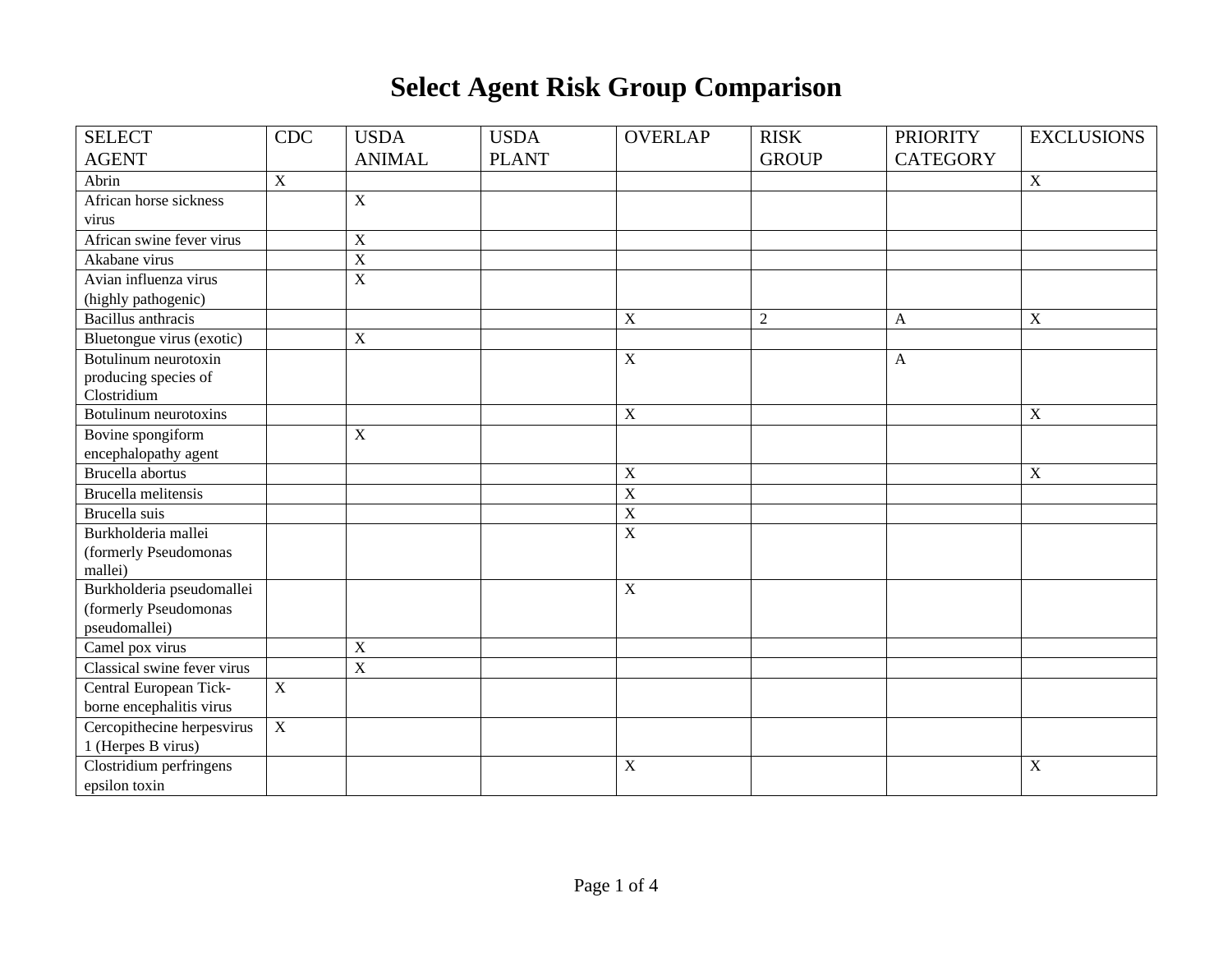# Select Agent Risk Group Comparison

| SELECT AGENT | CDC | USDA ANIMAL | USDA PLANT | OVERLAP | RISK GROUP | PRIORITY CATEGORY | EXCLUSIONS |
|---|---|---|---|---|---|---|---|
| Abrin | X | | | | | | X |
| African horse sickness virus | | X | | | | | |
| African swine fever virus | | X | | | | | |
| Akabane virus | | X | | | | | |
| Avian influenza virus (highly pathogenic) | | X | | | | | |
| Bacillus anthracis | | | | X | 2 | A | X |
| Bluetongue virus (exotic) | | X | | | | | |
| Botulinum neurotoxin producing species of Clostridium | | | | X | | A | |
| Botulinum neurotoxins | | | | X | | | X |
| Bovine spongiform encephalopathy agent | | X | | | | | |
| Brucella abortus | | | | X | | | X |
| Brucella melitensis | | | | X | | | |
| Brucella suis | | | | X | | | |
| Burkholderia mallei (formerly Pseudomonas mallei) | | | | X | | | |
| Burkholderia pseudomallei (formerly Pseudomonas pseudomallei) | | | | X | | | |
| Camel pox virus | | X | | | | | |
| Classical swine fever virus | | X | | | | | |
| Central European Tick-borne encephalitis virus | X | | | | | | |
| Cercopithecine herpesvirus 1 (Herpes B virus) | X | | | | | | |
| Clostridium perfringens epsilon toxin | | | | X | | | X |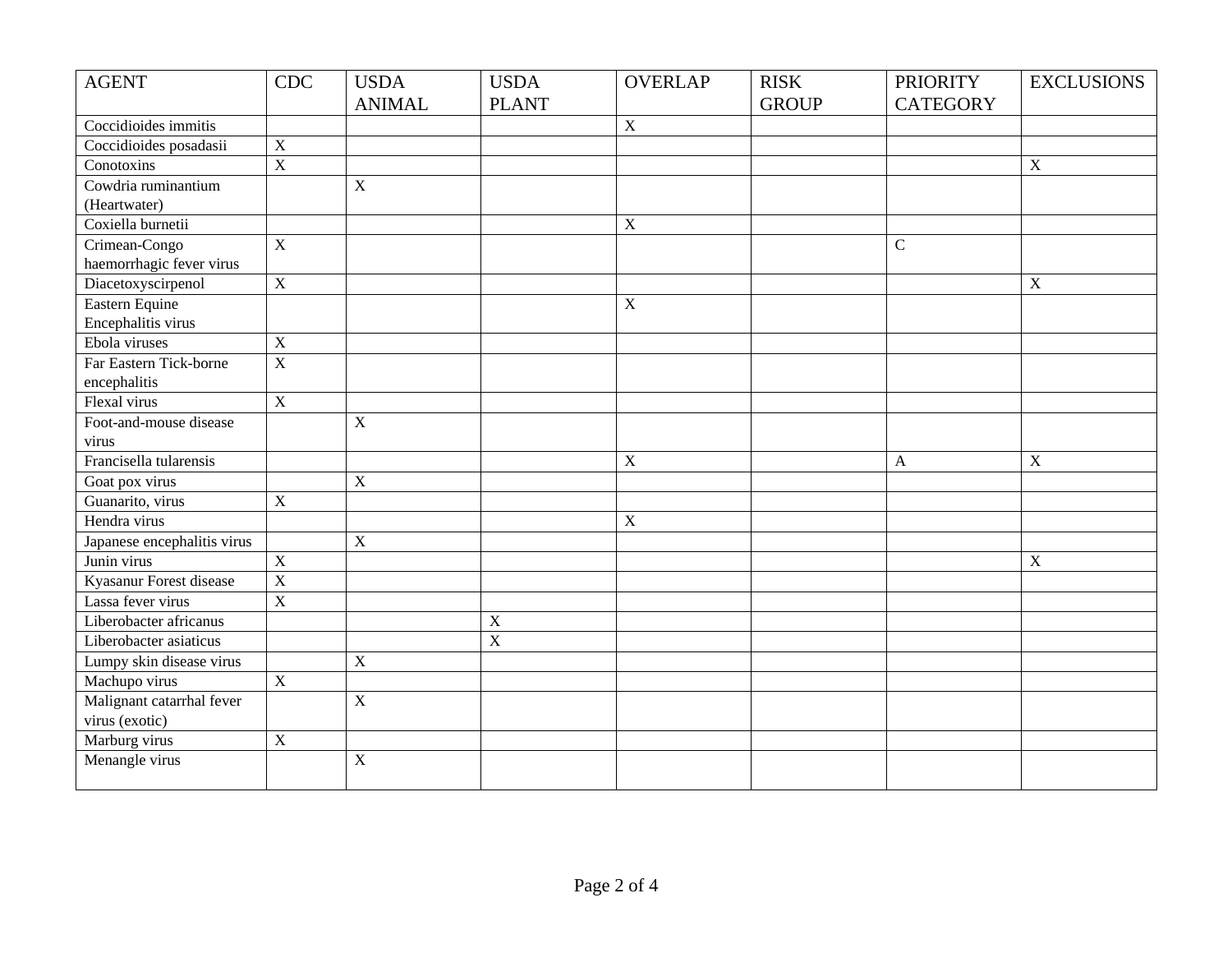| AGENT | CDC | USDA ANIMAL | USDA PLANT | OVERLAP | RISK GROUP | PRIORITY CATEGORY | EXCLUSIONS |
|---|---|---|---|---|---|---|---|
| Coccidioides immitis | | | | X | | | |
| Coccidioides posadasii | X | | | | | | |
| Conotoxins | X | | | | | | X |
| Cowdria ruminantium (Heartwater) | | X | | | | | |
| Coxiella burnetii | | | | X | | | |
| Crimean-Congo haemorrhagic fever virus | X | | | | | C | |
| Diacetoxyscirpenol | X | | | | | | X |
| Eastern Equine Encephalitis virus | | | | X | | | |
| Ebola viruses | X | | | | | | |
| Far Eastern Tick-borne encephalitis | X | | | | | | |
| Flexal virus | X | | | | | | |
| Foot-and-mouse disease virus | | X | | | | | |
| Francisella tularensis | | | | X | | A | X |
| Goat pox virus | | X | | | | | |
| Guanarito, virus | X | | | | | | |
| Hendra virus | | | | X | | | |
| Japanese encephalitis virus | | X | | | | | |
| Junin virus | X | | | | | | X |
| Kyasanur Forest disease | X | | | | | | |
| Lassa fever virus | X | | | | | | |
| Liberobacter africanus | | | X | | | | |
| Liberobacter asiaticus | | | X | | | | |
| Lumpy skin disease virus | | X | | | | | |
| Machupo virus | X | | | | | | |
| Malignant catarrhal fever virus (exotic) | | X | | | | | |
| Marburg virus | X | | | | | | |
| Menangle virus | | X | | | | | |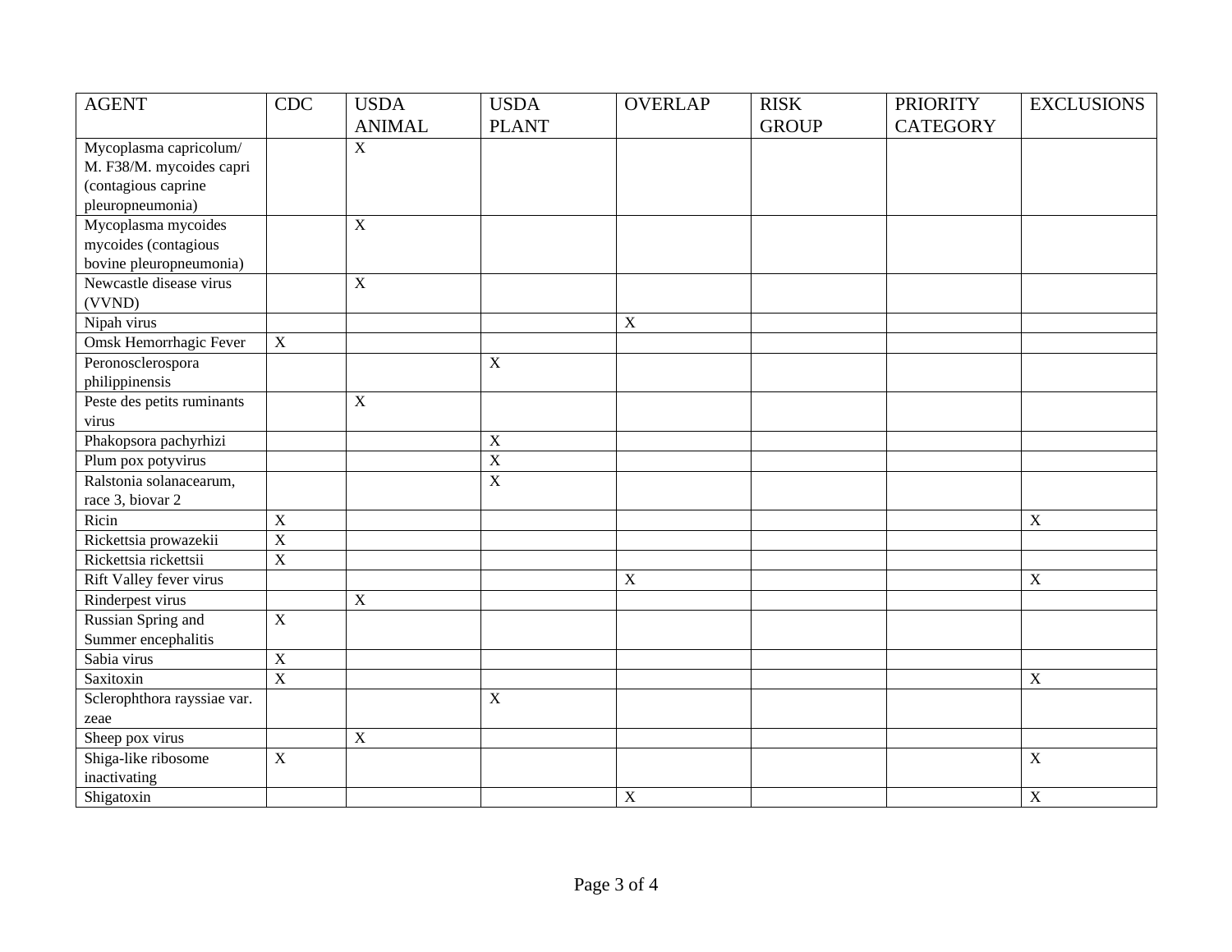| AGENT | CDC | USDA ANIMAL | USDA PLANT | OVERLAP | RISK GROUP | PRIORITY CATEGORY | EXCLUSIONS |
|---|---|---|---|---|---|---|---|
| Mycoplasma capricolum/ M. F38/M. mycoides capri (contagious caprine pleuropneumonia) | | X | | | | | |
| Mycoplasma mycoides mycoides (contagious bovine pleuropneumonia) | | X | | | | | |
| Newcastle disease virus (VVND) | | X | | | | | |
| Nipah virus | | | | X | | | |
| Omsk Hemorrhagic Fever | X | | | | | | |
| Peronosclerospora philippinensis | | | X | | | | |
| Peste des petits ruminants virus | | X | | | | | |
| Phakopsora pachyrhizi | | | X | | | | |
| Plum pox potyvirus | | | X | | | | |
| Ralstonia solanacearum, race 3, biovar 2 | | | X | | | | |
| Ricin | X | | | | | | X |
| Rickettsia prowazekii | X | | | | | | |
| Rickettsia rickettsii | X | | | | | | |
| Rift Valley fever virus | | | | X | | | X |
| Rinderpest virus | | X | | | | | |
| Russian Spring and Summer encephalitis | X | | | | | | |
| Sabia virus | X | | | | | | |
| Saxitoxin | X | | | | | | X |
| Sclerophthora rayssiae var. zeae | | | X | | | | |
| Sheep pox virus | | X | | | | | |
| Shiga-like ribosome inactivating | X | | | | | | X |
| Shigatoxin | | | | X | | | X |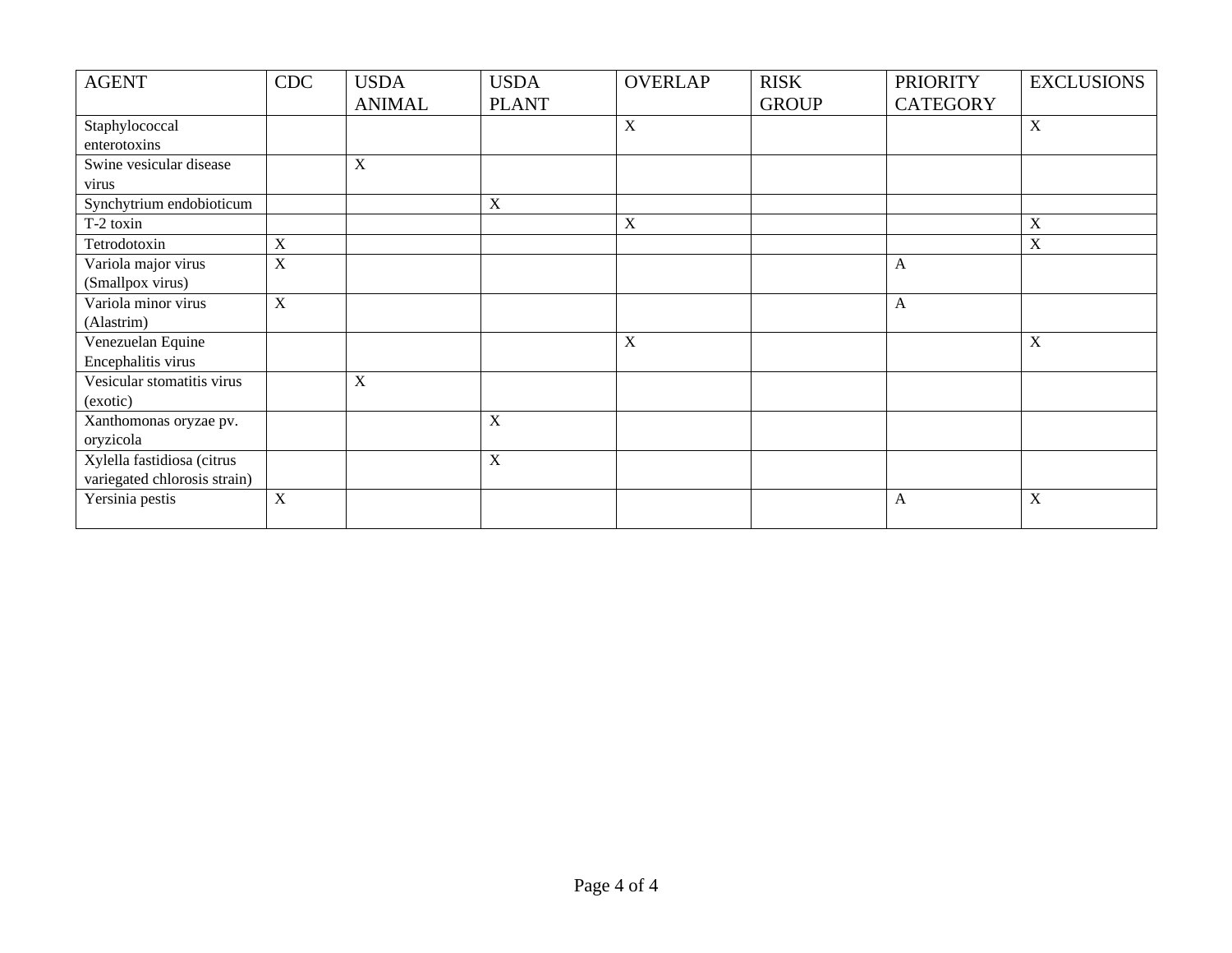| AGENT | CDC | USDA ANIMAL | USDA PLANT | OVERLAP | RISK GROUP | PRIORITY CATEGORY | EXCLUSIONS |
|---|---|---|---|---|---|---|---|
| Staphylococcal enterotoxins | | | | X | | | X |
| Swine vesicular disease virus | | X | | | | | |
| Synchytrium endobioticum | | | X | | | | |
| T-2 toxin | | | | X | | | X |
| Tetrodotoxin | X | | | | | | X |
| Variola major virus (Smallpox virus) | X | | | | | A | |
| Variola minor virus (Alastrim) | X | | | | | A | |
| Venezuelan Equine Encephalitis virus | | | | X | | | X |
| Vesicular stomatitis virus (exotic) | | X | | | | | |
| Xanthomonas oryzae pv. oryzicola | | | X | | | | |
| Xylella fastidiosa (citrus variegated chlorosis strain) | | | X | | | | |
| Yersinia pestis | X | | | | | A | X |